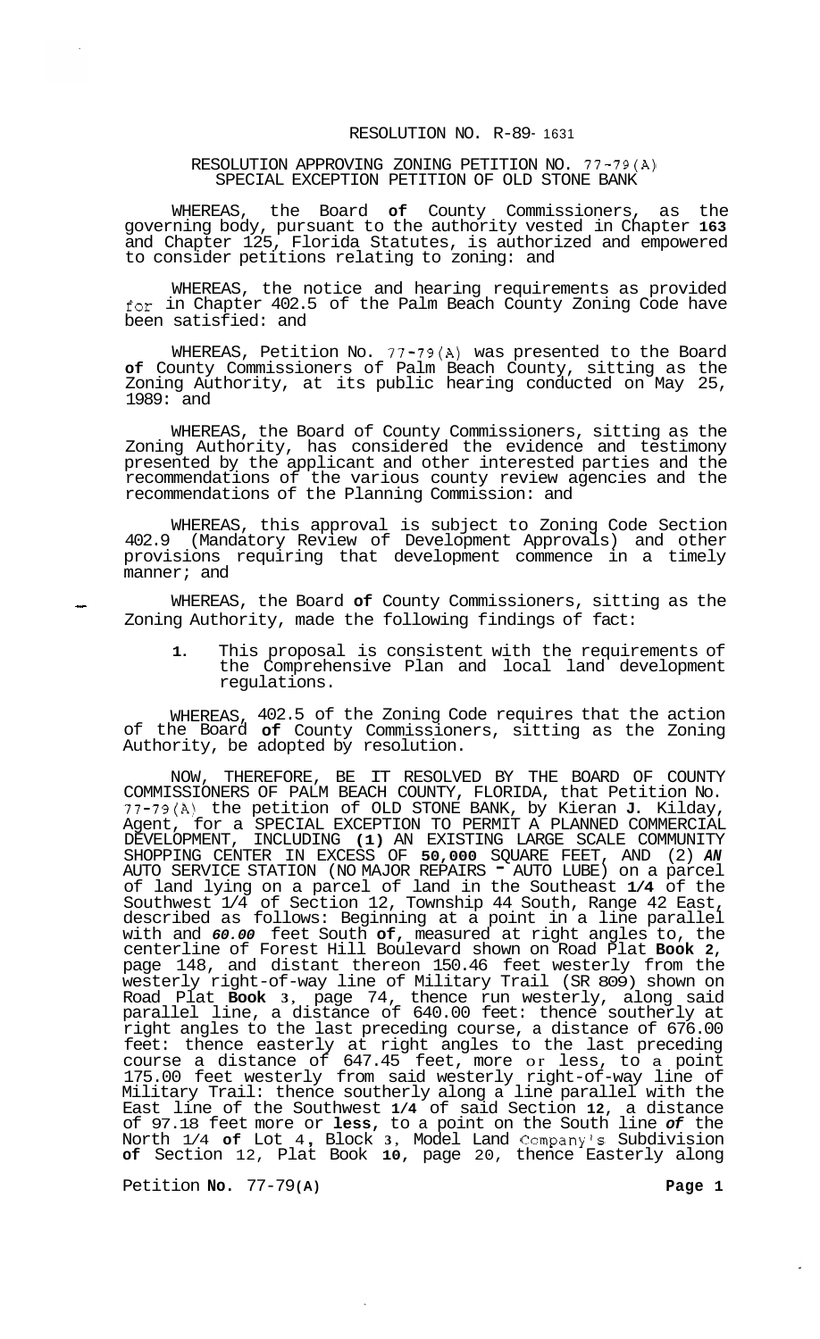# RESOLUTION NO. R-89- 1631

## RESOLUTION APPROVING ZONING PETITION NO. 77-79(A) SPECIAL EXCEPTION PETITION OF OLD STONE BANK

WHEREAS, the Board of County Commissioners, as the governing body, pursuant to the authority vested in Chapter 163 and Chapter 125, Florida Statutes, is authorized and empowered to consider petitions relating to zoning: and

WHEREAS, the notice and hearing requirements as provided for in Chapter 402.5 of the Palm Beach County Zoning Code have been satisfied: and

WHEREAS, Petition No. 77-79(A) was presented to the Board of County Commissioners of Palm Beach County, sitting as the Zoning Authority, at its public hearing conducted on May 25, 1989: and

WHEREAS, the Board of County Commissioners, sitting as the Zoning Authority, has considered the evidence and testimony presented by the applicant and other interested parties and the recommendations of the various county review agencies and the recommendations of the Planning Commission: and

WHEREAS, this approval is subject to Zoning Code Section 402.9 (Mandatory Review of Development Approvals) and other provisions requiring that development commence in a timely manner; and

WHEREAS, the Board of County Commissioners, sitting as the Zoning Authority, made the following findings of fact:

1. This proposal is consistent with the requirements of the Comprehensive Plan and local land development regulations.

WHEREAS, 402.5 of the Zoning Code requires that the action of the Board of County Commissioners, sitting as the Zoning Authority, be adopted by resolution.

NOW, THEREFORE, BE IT RESOLVED BY THE BOARD OF COUNTY COMMISSIONERS OF PALM BEACH COUNTY, FLORIDA, that Petition No. 77-79(A) the petition of OLD STONE BANK, by Kieran J. Kilday, Agent, for a SPECIAL EXCEPTION TO PERMIT A PLANNED COMMERCIAL DEVELOPMENT, INCLUDING (1) AN EXISTING LARGE SCALE COMMUNITY SHOPPING CENTER IN EXCESS OF 50,000 SQUARE FEET, AND (2) AN AUTO SERVICE STATION (NO MAJOR REPAIRS - AUTO LUBE) on a parcel of land lying on a parcel of land in the Southeast 1/4 of the Southwest 1/4 of Section 12, Township 44 South, Range 42 East, described as follows: Beginning at a point in a line parallel with and *60.00* feet South of, measured at right angles to, the centerline of Forest Hill Boulevard shown on Road Plat Book 2, page 148, and distant thereon 150.46 feet westerly from the westerly right-of-way line of Military Trail (SR 809) shown on Road Plat Book 3, page 74, thence run westerly, along said parallel line, a distance of 640.00 feet: thence southerly at right angles to the last preceding course, a distance of 676.00 feet: thence easterly at right angles to the last preceding course a distance of 647.45 feet, more or less, to a point 175.00 feet westerly from said westerly right-of-way line of Military Trail: thence southerly along a line parallel with the East line of the Southwest 1/4 of said Section 12, a distance of 97.18 feet more or less, to a point on the South line *of* the North 1/4 of Lot 4, Block 3, Model Land Company's Subdivision of Section 12, Plat Book 10, page 20, thence Easterly along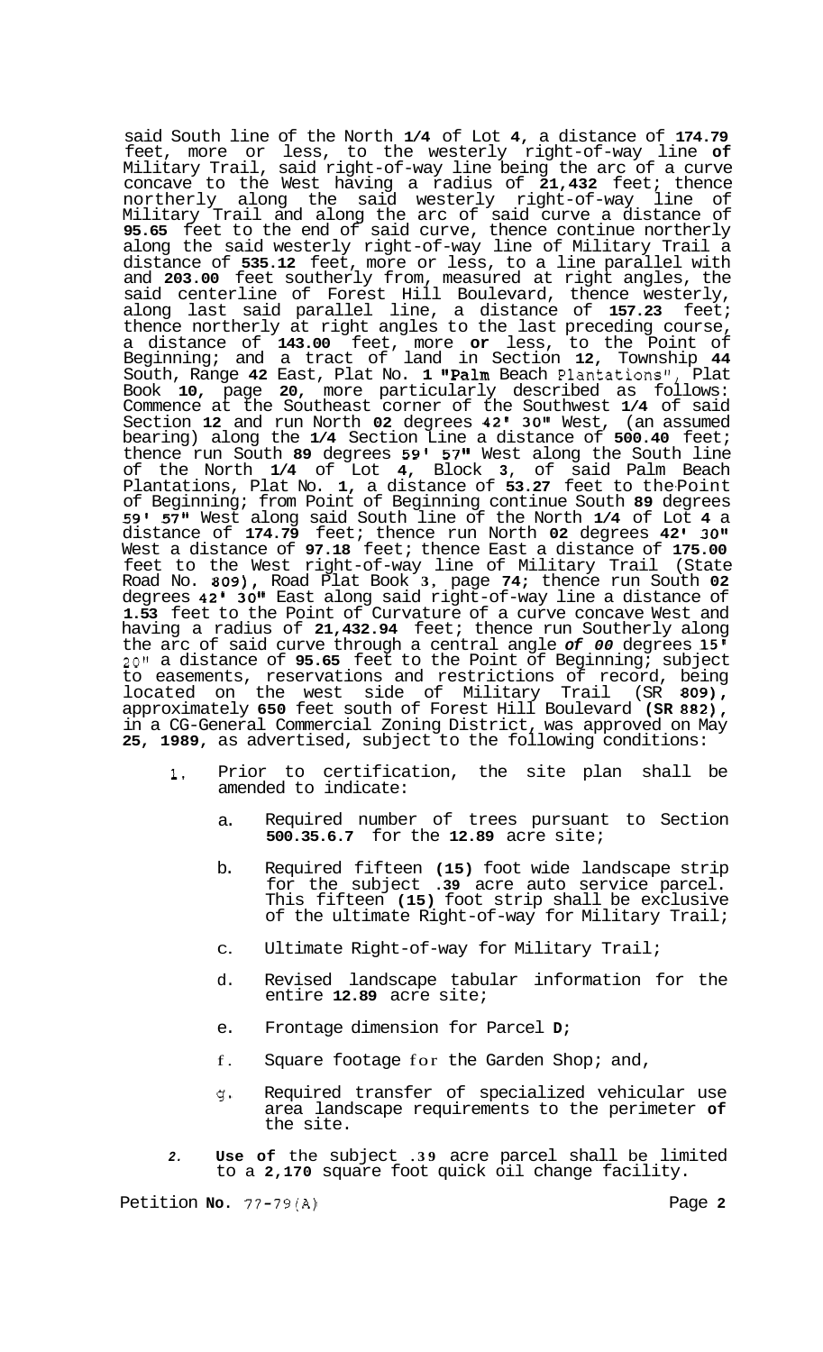said South line of the North 1/4 of Lot 4, a distance of 174.79 feet, more or less, to the westerly right-of-way line of Military Trail, said right-of-way line being the arc of a curve concave to the West having a radius of 21,432 feet; thence northerly along the said westerly right-of-way line of Military Trail and along the arc of said curve a distance of 95.65 feet to the end of said curve, thence continue northerly along the said westerly right-of-way line of Military Trail a distance of 535.12 feet, more or less, to a line parallel with and 203.00 feet southerly from, measured at right angles, the said centerline of Forest Hill Boulevard, thence westerly, along last said parallel line, a distance of 157.23 feet; thence northerly at right angles to the last preceding course, a distance of 143.00 feet, more or less, to the Point of Beginning; and a tract of land in Section 12, Township 44 South, Range 42 East, Plat No. 1 "Palm Beach Plantations", Plat Book 10, page 20, more particularly described as follows: Commence at the Southeast corner of the Southwest 1/4 of said Section 12 and run North 02 degrees 42' 30" West, (an assumed bearing) along the 1/4 Section Line a distance of 500.40 feet; thence run South 89 degrees 59' 57" West along the South line of the North 1/4 of Lot 4, Block 3, of said Palm Beach Plantations, Plat No. 1, a distance of 53.27 feet to the Point of Beginning; from Point of Beginning continue South 89 degrees 59' 57" West along said South line of the North 1/4 of Lot 4 a distance of 174.79 feet; thence run North 02 degrees 42' 30" West a distance of 97.18 feet; thence East a distance of 175.00 feet to the West right-of-way line of Military Trail (State Road No. 809), Road Plat Book 3, page 74; thence run South 02 degrees 42' 30" East along said right-of-way line a distance of 1.53 feet to the Point of Curvature of a curve concave West and having a radius of 21,432.94 feet; thence run Southerly along the arc of said curve through a central angle *of 00* degrees 15' 20" a distance of 95.65 feet to the Point of Beginning; subject to easements, reservations and restrictions of record, being located on the west side of Military Trail (SR 809), approximately 650 feet south of Forest Hill Boulevard (SR 882), in a CG-General Commercial Zoning District, was approved on May 25, 1989, as advertised, subject to the following conditions:

1. Prior to certification, the site plan shall be amended to indicate:

   a. Required number of trees pursuant to Section 500.35.6.7 for the 12.89 acre site;

   b. Required fifteen (15) foot wide landscape strip for the subject .39 acre auto service parcel. This fifteen (15) foot strip shall be exclusive of the ultimate Right-of-way for Military Trail;

   c. Ultimate Right-of-way for Military Trail;

   d. Revised landscape tabular information for the entire 12.89 acre site;

   e. Frontage dimension for Parcel D;

   f. Square footage for the Garden Shop; and,

   g. Required transfer of specialized vehicular use area landscape requirements to the perimeter of the site.

2. Use of the subject .39 acre parcel shall be limited to a 2,170 square foot quick oil change facility.

Petition No. 77-79(A)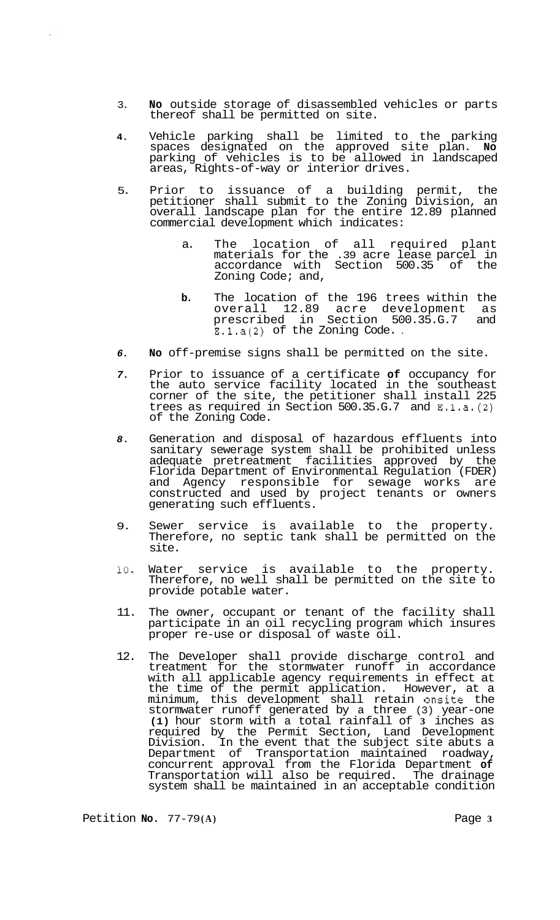3. **No** outside storage of disassembled vehicles or parts thereof shall be permitted on site.

4. Vehicle parking shall be limited to the parking spaces designated on the approved site plan. **No** parking of vehicles is to be allowed in landscaped areas, Rights-of-way or interior drives.

5. Prior to issuance of a building permit, the petitioner shall submit to the Zoning Division, an overall landscape plan for the entire 12.89 planned commercial development which indicates:

   a. The location of all required plant materials for the .39 acre lease parcel in accordance with Section 500.35 of the Zoning Code; and,

   **b.** The location of the 196 trees within the overall 12.89 acre development as prescribed in Section 500.35.G.7 and E.1.a(2) of the Zoning Code.

6. **No** off-premise signs shall be permitted on the site.

7. Prior to issuance of a certificate **of** occupancy for the auto service facility located in the southeast corner of the site, the petitioner shall install 225 trees as required in Section 500.35.G.7 and E.1.a.(2) of the Zoning Code.

8. Generation and disposal of hazardous effluents into sanitary sewerage system shall be prohibited unless adequate pretreatment facilities approved by the Florida Department of Environmental Regulation (FDER) and Agency responsible for sewage works are constructed and used by project tenants or owners generating such effluents.

9. Sewer service is available to the property. Therefore, no septic tank shall be permitted on the site.

10. Water service is available to the property. Therefore, no well shall be permitted on the site to provide potable water.

11. The owner, occupant or tenant of the facility shall participate in an oil recycling program which insures proper re-use or disposal of waste oil.

12. The Developer shall provide discharge control and treatment for the stormwater runoff in accordance with all applicable agency requirements in effect at the time of the permit application. However, at a minimum, this development shall retain onsite the stormwater runoff generated by a three (3) year-one **(1)** hour storm with a total rainfall of 3 inches as required by the Permit Section, Land Development Division. In the event that the subject site abuts a Department of Transportation maintained roadway, concurrent approval from the Florida Department **of** Transportation will also be required. The drainage system shall be maintained in an acceptable condition

Petition **No.** 77-79(A)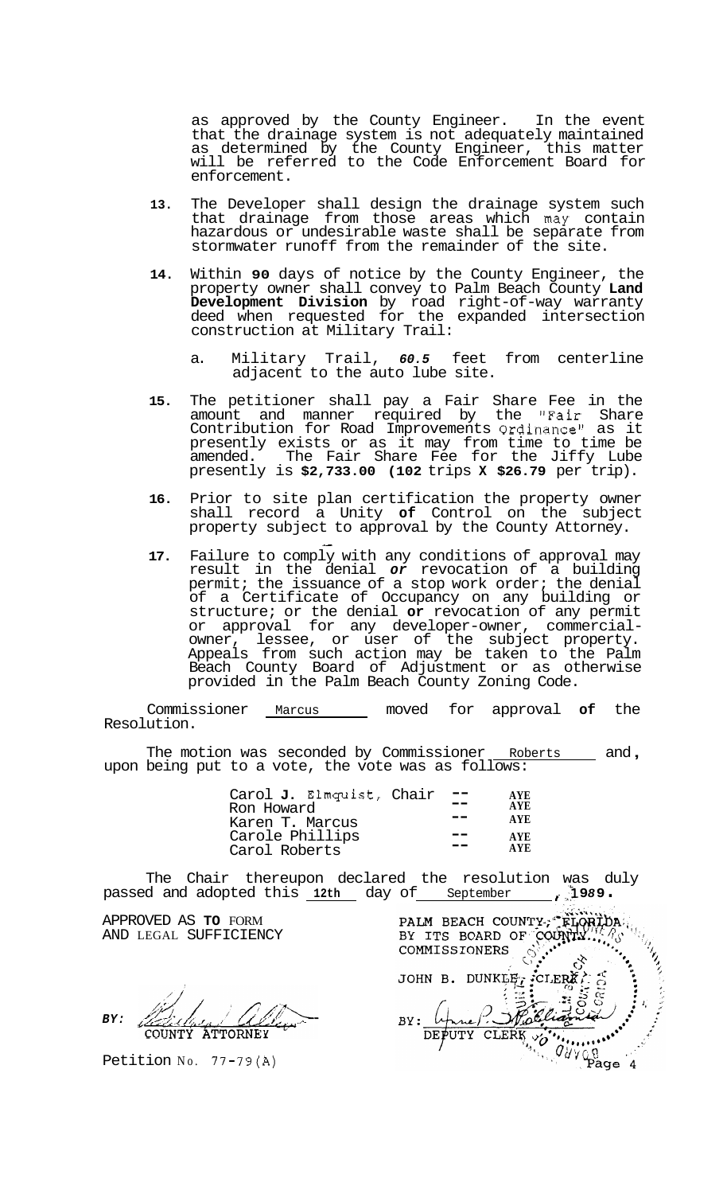as approved by the County Engineer. In the event that the drainage system is not adequately maintained as determined by the County Engineer, this matter will be referred to the Code Enforcement Board for enforcement.

13. The Developer shall design the drainage system such that drainage from those areas which may contain hazardous or undesirable waste shall be separate from stormwater runoff from the remainder of the site.

14. Within **90** days of notice by the County Engineer, the property owner shall convey to Palm Beach County **Land Development Division** by road right-of-way warranty deed when requested for the expanded intersection construction at Military Trail:

    a. Military Trail, *60.5* feet from centerline adjacent to the auto lube site.

15. The petitioner shall pay a Fair Share Fee in the amount and manner required by the "Fair Share Contribution for Road Improvements Ordinance" as it presently exists or as it may from time to time be amended. The Fair Share Fee for the Jiffy Lube presently is **$2,733.00 (102** trips **X $26.79** per trip).

16. Prior to site plan certification the property owner shall record a Unity **of** Control on the subject property subject to approval by the County Attorney.

17. Failure to comply with any conditions of approval may result in the denial *or* revocation of a building permit; the issuance of a stop work order; the denial of a Certificate of Occupancy on any building or structure; or the denial **or** revocation of any permit or approval for any developer-owner, commercial-owner, lessee, or user of the subject property. Appeals from such action may be taken to the Palm Beach County Board of Adjustment or as otherwise provided in the Palm Beach County Zoning Code.

Commissioner Marcus moved for approval **of** the Resolution.

The motion was seconded by Commissioner Roberts and, upon being put to a vote, the vote was as follows:

| | | |
|---|---|---|
| Carol **J.** Elmquist, Chair | -- | AYE |
| Ron Howard | -- | AYE |
| Karen T. Marcus | -- | AYE |
| Carole Phillips | -- | AYE |
| Carol Roberts | -- | AYE |

The Chair thereupon declared the resolution was duly passed and adopted this **12th** day of September, **1989.**

APPROVED AS **TO** FORM
AND LEGAL SUFFICIENCY

BY: COUNTY ATTORNEY

PALM BEACH COUNTY, FLORIDA
BY ITS BOARD OF COUNTY
COMMISSIONERS

JOHN B. DUNKLE, CLERK

BY: DEPUTY CLERK

Petition No. 77-79(A)